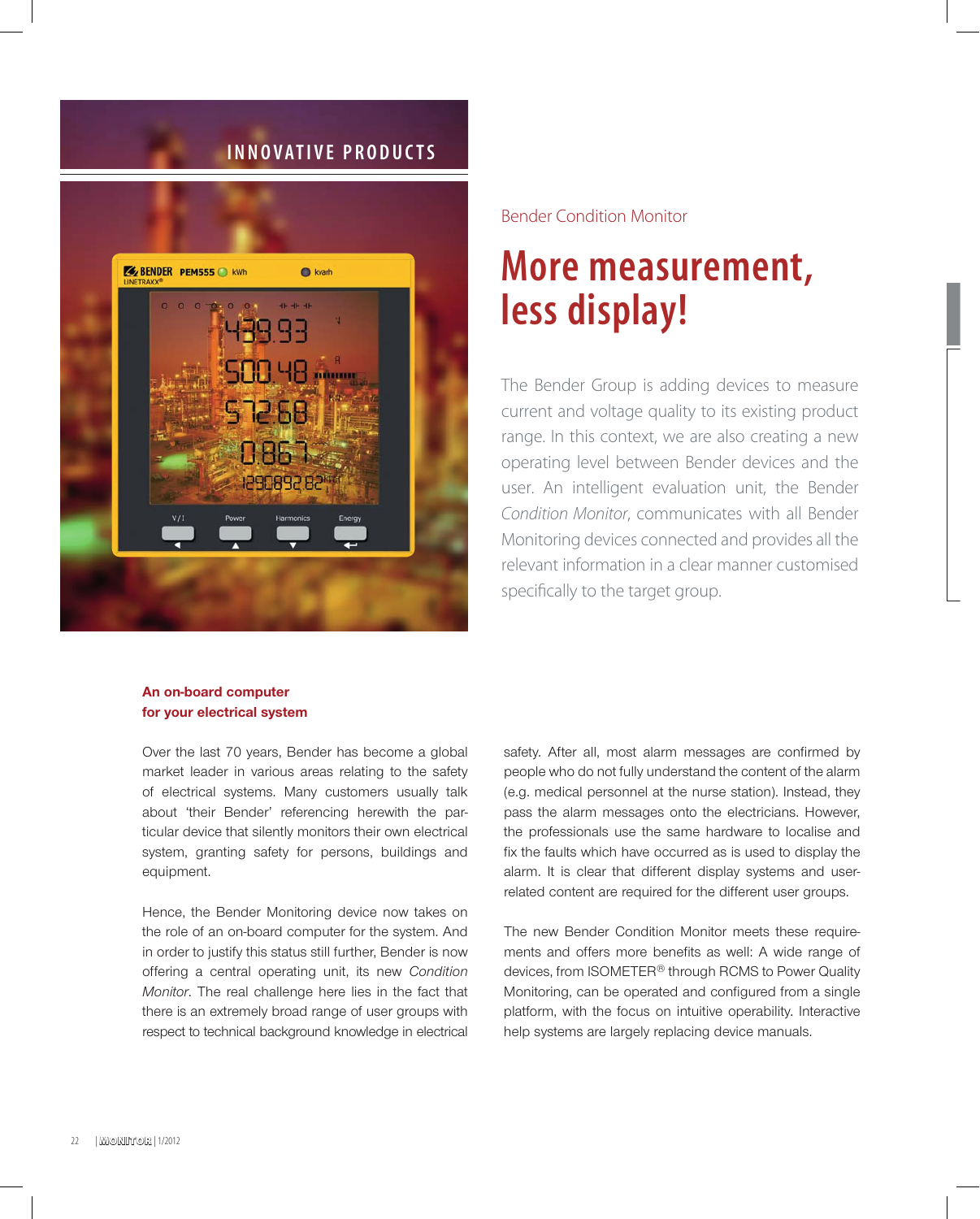INNOVATIVE PRODUCTS

Bender Condition Monitor

# More measurement, less display!

The Bender Group is adding devices to measure current and voltage quality to its existing product range. In this context, we are also creating a new operating level between Bender devices and the user. An intelligent evaluation unit, the Bender *Condition Monitor*, communicates with all Bender Monitoring devices connected and provides all the relevant information in a clear manner customised specifically to the target group.

## An on-board computer for your electrical system

Over the last 70 years, Bender has become a global market leader in various areas relating to the safety of electrical systems. Many customers usually talk about 'their Bender' referencing herewith the particular device that silently monitors their own electrical system, granting safety for persons, buildings and equipment.

Hence, the Bender Monitoring device now takes on the role of an on-board computer for the system. And in order to justify this status still further, Bender is now offering a central operating unit, its new *Condition Monitor*. The real challenge here lies in the fact that there is an extremely broad range of user groups with respect to technical background knowledge in electrical safety. After all, most alarm messages are confirmed by people who do not fully understand the content of the alarm (e.g. medical personnel at the nurse station). Instead, they pass the alarm messages onto the electricians. However, the professionals use the same hardware to localise and fix the faults which have occurred as is used to display the alarm. It is clear that different display systems and user-related content are required for the different user groups.

The new Bender Condition Monitor meets these requirements and offers more benefits as well: A wide range of devices, from ISOMETER® through RCMS to Power Quality Monitoring, can be operated and configured from a single platform, with the focus on intuitive operability. Interactive help systems are largely replacing device manuals.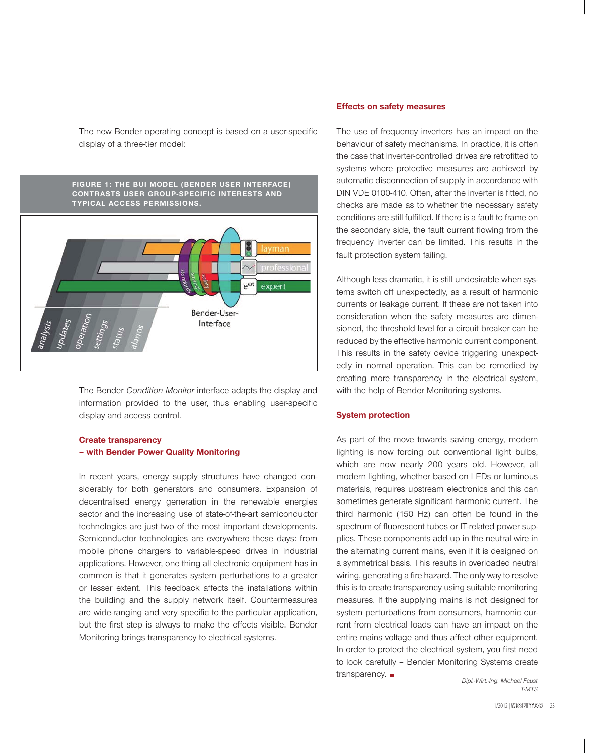The new Bender operating concept is based on a user-specific display of a three-tier model:

**FIGURE 1: THE BUI MODEL (BENDER USER INTERFACE) CONTRASTS USER GROUP-SPECIFIC INTERESTS AND TYPICAL ACCESS PERMISSIONS.**

layman
professional
expert
standards
savings
safety
Bender-User-Interface
analysis
updates
operation
settings
status
alarms

The Bender *Condition Monitor* interface adapts the display and information provided to the user, thus enabling user-specific display and access control.

### Create transparency – with Bender Power Quality Monitoring

In recent years, energy supply structures have changed considerably for both generators and consumers. Expansion of decentralised energy generation in the renewable energies sector and the increasing use of state-of-the-art semiconductor technologies are just two of the most important developments. Semiconductor technologies are everywhere these days: from mobile phone chargers to variable-speed drives in industrial applications. However, one thing all electronic equipment has in common is that it generates system perturbations to a greater or lesser extent. This feedback affects the installations within the building and the supply network itself. Countermeasures are wide-ranging and very specific to the particular application, but the first step is always to make the effects visible. Bender Monitoring brings transparency to electrical systems.

### Effects on safety measures

The use of frequency inverters has an impact on the behaviour of safety mechanisms. In practice, it is often the case that inverter-controlled drives are retrofitted to systems where protective measures are achieved by automatic disconnection of supply in accordance with DIN VDE 0100-410. Often, after the inverter is fitted, no checks are made as to whether the necessary safety conditions are still fulfilled. If there is a fault to frame on the secondary side, the fault current flowing from the frequency inverter can be limited. This results in the fault protection system failing.

Although less dramatic, it is still undesirable when systems switch off unexpectedly, as a result of harmonic currents or leakage current. If these are not taken into consideration when the safety measures are dimensioned, the threshold level for a circuit breaker can be reduced by the effective harmonic current component. This results in the safety device triggering unexpectedly in normal operation. This can be remedied by creating more transparency in the electrical system, with the help of Bender Monitoring systems.

### System protection

As part of the move towards saving energy, modern lighting is now forcing out conventional light bulbs, which are now nearly 200 years old. However, all modern lighting, whether based on LEDs or luminous materials, requires upstream electronics and this can sometimes generate significant harmonic current. The third harmonic (150 Hz) can often be found in the spectrum of fluorescent tubes or IT-related power supplies. These components add up in the neutral wire in the alternating current mains, even if it is designed on a symmetrical basis. This results in overloaded neutral wiring, generating a fire hazard. The only way to resolve this is to create transparency using suitable monitoring measures. If the supplying mains is not designed for system perturbations from consumers, harmonic current from electrical loads can have an impact on the entire mains voltage and thus affect other equipment. In order to protect the electrical system, you first need to look carefully – Bender Monitoring Systems create transparency. ■

*Dipl.-Wirt.-Ing. Michael Faust*
*T-MTS*